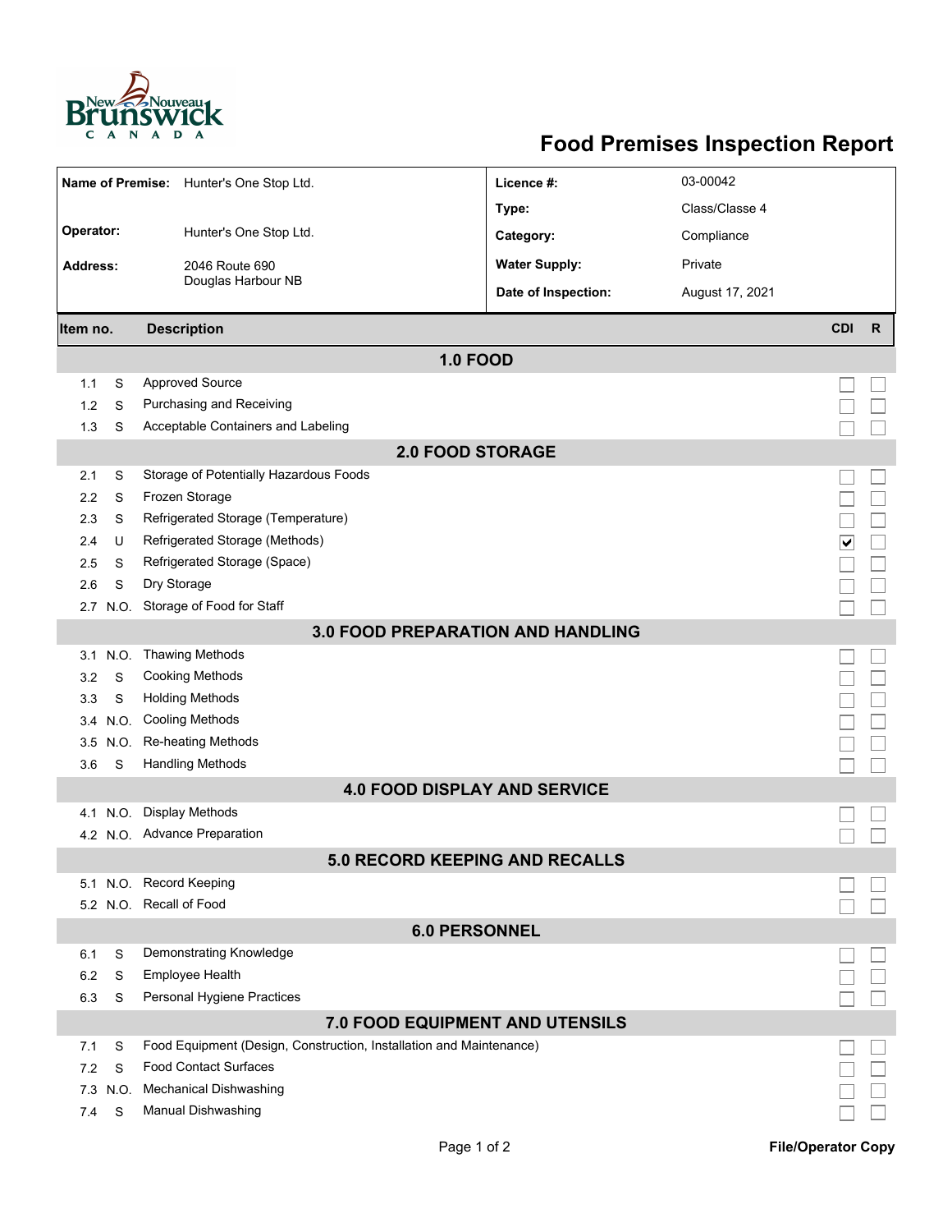# Food Premises Inspection Report

| | | | |
|---|---|---|---|
| **Name of Premise:** | Hunter's One Stop Ltd. | **Licence #:** | 03-00042 |
| | | **Type:** | Class/Classe 4 |
| **Operator:** | Hunter's One Stop Ltd. | **Category:** | Compliance |
| **Address:** | 2046 Route 690<br>Douglas Harbour NB | **Water Supply:** | Private |
| | | **Date of Inspection:** | August 17, 2021 |

| Item no. | | Description | CDI | R |
|---|---|---|---|---|
| **1.0 FOOD** | | | | |
| 1.1 | S | Approved Source | ☐ | ☐ |
| 1.2 | S | Purchasing and Receiving | ☐ | ☐ |
| 1.3 | S | Acceptable Containers and Labeling | ☐ | ☐ |
| **2.0 FOOD STORAGE** | | | | |
| 2.1 | S | Storage of Potentially Hazardous Foods | ☐ | ☐ |
| 2.2 | S | Frozen Storage | ☐ | ☐ |
| 2.3 | S | Refrigerated Storage (Temperature) | ☐ | ☐ |
| 2.4 | U | Refrigerated Storage (Methods) | ☑ | ☐ |
| 2.5 | S | Refrigerated Storage (Space) | ☐ | ☐ |
| 2.6 | S | Dry Storage | ☐ | ☐ |
| 2.7 | N.O. | Storage of Food for Staff | ☐ | ☐ |
| **3.0 FOOD PREPARATION AND HANDLING** | | | | |
| 3.1 | N.O. | Thawing Methods | ☐ | ☐ |
| 3.2 | S | Cooking Methods | ☐ | ☐ |
| 3.3 | S | Holding Methods | ☐ | ☐ |
| 3.4 | N.O. | Cooling Methods | ☐ | ☐ |
| 3.5 | N.O. | Re-heating Methods | ☐ | ☐ |
| 3.6 | S | Handling Methods | ☐ | ☐ |
| **4.0 FOOD DISPLAY AND SERVICE** | | | | |
| 4.1 | N.O. | Display Methods | ☐ | ☐ |
| 4.2 | N.O. | Advance Preparation | ☐ | ☐ |
| **5.0 RECORD KEEPING AND RECALLS** | | | | |
| 5.1 | N.O. | Record Keeping | ☐ | ☐ |
| 5.2 | N.O. | Recall of Food | ☐ | ☐ |
| **6.0 PERSONNEL** | | | | |
| 6.1 | S | Demonstrating Knowledge | ☐ | ☐ |
| 6.2 | S | Employee Health | ☐ | ☐ |
| 6.3 | S | Personal Hygiene Practices | ☐ | ☐ |
| **7.0 FOOD EQUIPMENT AND UTENSILS** | | | | |
| 7.1 | S | Food Equipment (Design, Construction, Installation and Maintenance) | ☐ | ☐ |
| 7.2 | S | Food Contact Surfaces | ☐ | ☐ |
| 7.3 | N.O. | Mechanical Dishwashing | ☐ | ☐ |
| 7.4 | S | Manual Dishwashing | ☐ | ☐ |

**File/Operator Copy**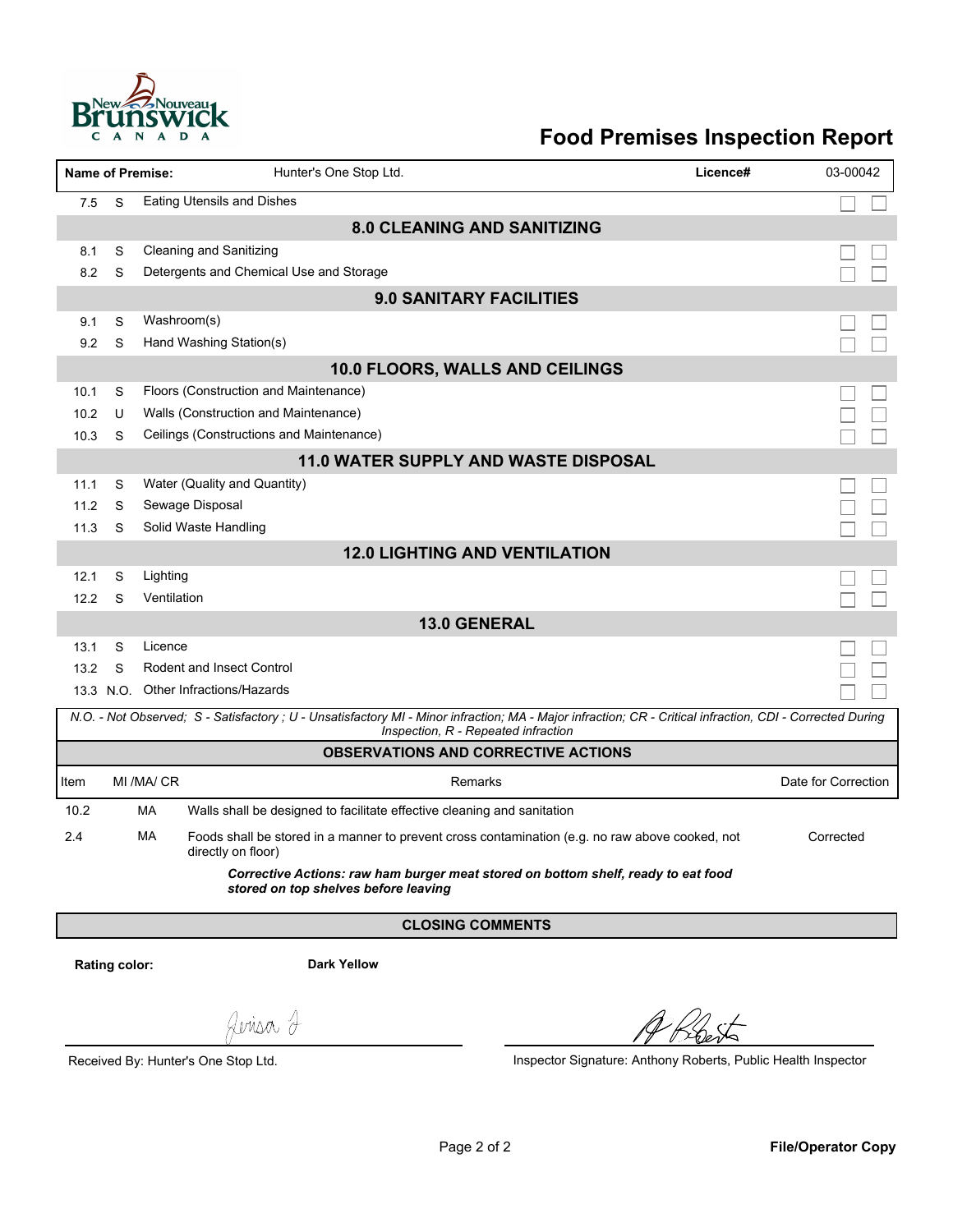# Food Premises Inspection Report

| Name of Premise: | Hunter's One Stop Ltd. | Licence# | 03-00042 |
|---|---|---|---|

| | | | | |
|---|---|---|---|---|
| 7.5 | S | Eating Utensils and Dishes | ☐ | ☐ |
| **8.0 CLEANING AND SANITIZING** | | | | |
| 8.1 | S | Cleaning and Sanitizing | ☐ | ☐ |
| 8.2 | S | Detergents and Chemical Use and Storage | ☐ | ☐ |
| **9.0 SANITARY FACILITIES** | | | | |
| 9.1 | S | Washroom(s) | ☐ | ☐ |
| 9.2 | S | Hand Washing Station(s) | ☐ | ☐ |
| **10.0 FLOORS, WALLS AND CEILINGS** | | | | |
| 10.1 | S | Floors (Construction and Maintenance) | ☐ | ☐ |
| 10.2 | U | Walls (Construction and Maintenance) | ☐ | ☐ |
| 10.3 | S | Ceilings (Constructions and Maintenance) | ☐ | ☐ |
| **11.0 WATER SUPPLY AND WASTE DISPOSAL** | | | | |
| 11.1 | S | Water (Quality and Quantity) | ☐ | ☐ |
| 11.2 | S | Sewage Disposal | ☐ | ☐ |
| 11.3 | S | Solid Waste Handling | ☐ | ☐ |
| **12.0 LIGHTING AND VENTILATION** | | | | |
| 12.1 | S | Lighting | ☐ | ☐ |
| 12.2 | S | Ventilation | ☐ | ☐ |
| **13.0 GENERAL** | | | | |
| 13.1 | S | Licence | ☐ | ☐ |
| 13.2 | S | Rodent and Insect Control | ☐ | ☐ |
| 13.3 | N.O. | Other Infractions/Hazards | ☐ | ☐ |

*N.O. - Not Observed; S - Satisfactory ; U - Unsatisfactory MI - Minor infraction; MA - Major infraction; CR - Critical infraction, CDI - Corrected During Inspection, R - Repeated infraction*

## OBSERVATIONS AND CORRECTIVE ACTIONS

| Item | MI /MA/ CR | Remarks | Date for Correction |
|---|---|---|---|
| 10.2 | MA | Walls shall be designed to facilitate effective cleaning and sanitation | |
| 2.4 | MA | Foods shall be stored in a manner to prevent cross contamination (e.g. no raw above cooked, not directly on floor)<br>***Corrective Actions: raw ham burger meat stored on bottom shelf, ready to eat food stored on top shelves before leaving*** | Corrected |

## CLOSING COMMENTS

**Rating color:** **Dark Yellow**

Received By: Hunter's One Stop Ltd.

Inspector Signature: Anthony Roberts, Public Health Inspector

**File/Operator Copy**